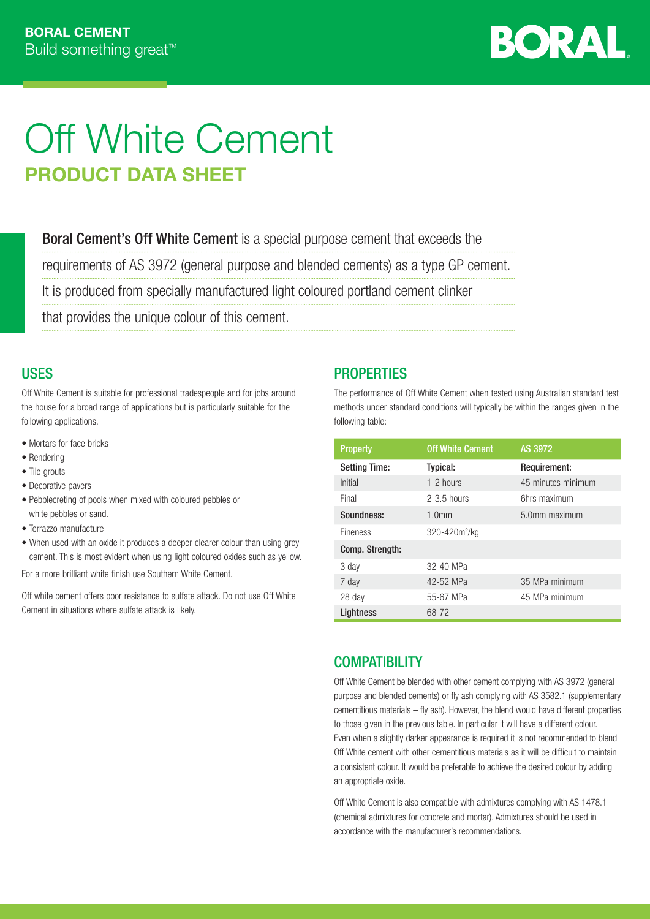**BORAL CEMENT**
Build something great™

# Off White Cement

## PRODUCT DATA SHEET

**Boral Cement's Off White Cement** is a special purpose cement that exceeds the requirements of AS 3972 (general purpose and blended cements) as a type GP cement. It is produced from specially manufactured light coloured portland cement clinker that provides the unique colour of this cement.

### USES

Off White Cement is suitable for professional tradespeople and for jobs around the house for a broad range of applications but is particularly suitable for the following applications.

- Mortars for face bricks
- Rendering
- Tile grouts
- Decorative pavers
- Pebblecreting of pools when mixed with coloured pebbles or white pebbles or sand.
- Terrazzo manufacture
- When used with an oxide it produces a deeper clearer colour than using grey cement. This is most evident when using light coloured oxides such as yellow.

For a more brilliant white finish use Southern White Cement.

Off white cement offers poor resistance to sulfate attack. Do not use Off White Cement in situations where sulfate attack is likely.

### PROPERTIES

The performance of Off White Cement when tested using Australian standard test methods under standard conditions will typically be within the ranges given in the following table:

| Property | Off White Cement | AS 3972 |
|---|---|---|
| **Setting Time:** | **Typical:** | **Requirement:** |
| Initial | 1-2 hours | 45 minutes minimum |
| Final | 2-3.5 hours | 6hrs maximum |
| **Soundness:** | 1.0mm | 5.0mm maximum |
| Fineness | 320-420m²/kg | |
| **Comp. Strength:** | | |
| 3 day | 32-40 MPa | |
| 7 day | 42-52 MPa | 35 MPa minimum |
| 28 day | 55-67 MPa | 45 MPa minimum |
| **Lightness** | 68-72 | |

### COMPATIBILITY

Off White Cement be blended with other cement complying with AS 3972 (general purpose and blended cements) or fly ash complying with AS 3582.1 (supplementary cementitious materials – fly ash). However, the blend would have different properties to those given in the previous table. In particular it will have a different colour. Even when a slightly darker appearance is required it is not recommended to blend Off White cement with other cementitious materials as it will be difficult to maintain a consistent colour. It would be preferable to achieve the desired colour by adding an appropriate oxide.

Off White Cement is also compatible with admixtures complying with AS 1478.1 (chemical admixtures for concrete and mortar). Admixtures should be used in accordance with the manufacturer's recommendations.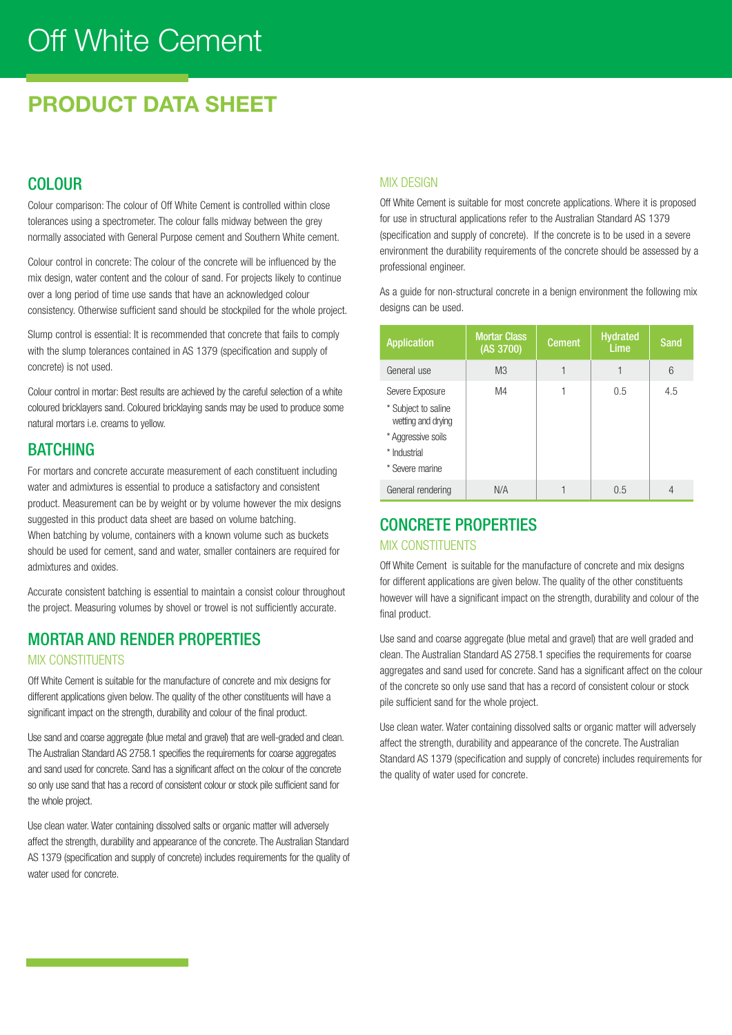# Off White Cement

## PRODUCT DATA SHEET

## COLOUR

Colour comparison: The colour of Off White Cement is controlled within close tolerances using a spectrometer. The colour falls midway between the grey normally associated with General Purpose cement and Southern White cement.

Colour control in concrete: The colour of the concrete will be influenced by the mix design, water content and the colour of sand. For projects likely to continue over a long period of time use sands that have an acknowledged colour consistency. Otherwise sufficient sand should be stockpiled for the whole project.

Slump control is essential: It is recommended that concrete that fails to comply with the slump tolerances contained in AS 1379 (specification and supply of concrete) is not used.

Colour control in mortar: Best results are achieved by the careful selection of a white coloured bricklayers sand. Coloured bricklaying sands may be used to produce some natural mortars i.e. creams to yellow.

## BATCHING

For mortars and concrete accurate measurement of each constituent including water and admixtures is essential to produce a satisfactory and consistent product. Measurement can be by weight or by volume however the mix designs suggested in this product data sheet are based on volume batching. When batching by volume, containers with a known volume such as buckets should be used for cement, sand and water, smaller containers are required for admixtures and oxides.

Accurate consistent batching is essential to maintain a consist colour throughout the project. Measuring volumes by shovel or trowel is not sufficiently accurate.

## MORTAR AND RENDER PROPERTIES

### MIX CONSTITUENTS

Off White Cement is suitable for the manufacture of concrete and mix designs for different applications given below. The quality of the other constituents will have a significant impact on the strength, durability and colour of the final product.

Use sand and coarse aggregate (blue metal and gravel) that are well-graded and clean. The Australian Standard AS 2758.1 specifies the requirements for coarse aggregates and sand used for concrete. Sand has a significant affect on the colour of the concrete so only use sand that has a record of consistent colour or stock pile sufficient sand for the whole project.

Use clean water. Water containing dissolved salts or organic matter will adversely affect the strength, durability and appearance of the concrete. The Australian Standard AS 1379 (specification and supply of concrete) includes requirements for the quality of water used for concrete.

### MIX DESIGN

Off White Cement is suitable for most concrete applications. Where it is proposed for use in structural applications refer to the Australian Standard AS 1379 (specification and supply of concrete). If the concrete is to be used in a severe environment the durability requirements of the concrete should be assessed by a professional engineer.

As a guide for non-structural concrete in a benign environment the following mix designs can be used.

| Application | Mortar Class (AS 3700) | Cement | Hydrated Lime | Sand |
|---|---|---|---|---|
| General use | M3 | 1 | 1 | 6 |
| Severe Exposure<br>* Subject to saline wetting and drying<br>* Aggressive soils<br>* Industrial<br>* Severe marine | M4 | 1 | 0.5 | 4.5 |
| General rendering | N/A | 1 | 0.5 | 4 |

## CONCRETE PROPERTIES

### MIX CONSTITUENTS

Off White Cement is suitable for the manufacture of concrete and mix designs for different applications are given below. The quality of the other constituents however will have a significant impact on the strength, durability and colour of the final product.

Use sand and coarse aggregate (blue metal and gravel) that are well graded and clean. The Australian Standard AS 2758.1 specifies the requirements for coarse aggregates and sand used for concrete. Sand has a significant affect on the colour of the concrete so only use sand that has a record of consistent colour or stock pile sufficient sand for the whole project.

Use clean water. Water containing dissolved salts or organic matter will adversely affect the strength, durability and appearance of the concrete. The Australian Standard AS 1379 (specification and supply of concrete) includes requirements for the quality of water used for concrete.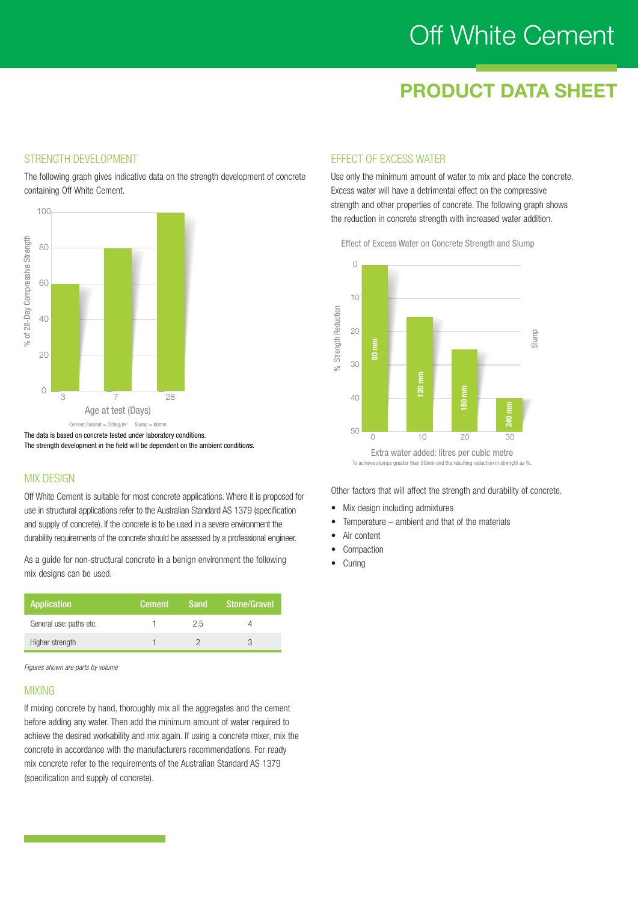# Off White Cement

## PRODUCT DATA SHEET

### STRENGTH DEVELOPMENT

The following graph gives indicative data on the strength development of concrete containing Off White Cement.

The data is based on concrete tested under laboratory conditions.
The strength development in the field will be dependent on the ambient conditions.

### MIX DESIGN

Off White Cement is suitable for most concrete applications. Where it is proposed for use in structural applications refer to the Australian Standard AS 1379 (specification and supply of concrete). If the concrete is to be used in a severe environment the durability requirements of the concrete should be assessed by a professional engineer.

As a guide for non-structural concrete in a benign environment the following mix designs can be used.

| Application | Cement | Sand | Stone/Gravel |
|---|---|---|---|
| General use: paths etc. | 1 | 2.5 | 4 |
| Higher strength | 1 | 2 | 3 |

*Figures shown are parts by volume*

### MIXING

If mixing concrete by hand, thoroughly mix all the aggregates and the cement before adding any water. Then add the minimum amount of water required to achieve the desired workability and mix again. If using a concrete mixer, mix the concrete in accordance with the manufacturers recommendations. For ready mix concrete refer to the requirements of the Australian Standard AS 1379 (specification and supply of concrete).

### EFFECT OF EXCESS WATER

Use only the minimum amount of water to mix and place the concrete. Excess water will have a detrimental effect on the compressive strength and other properties of concrete. The following graph shows the reduction in concrete strength with increased water addition.

Other factors that will affect the strength and durability of concrete.

- Mix design including admixtures
- Temperature – ambient and that of the materials
- Air content
- Compaction
- Curing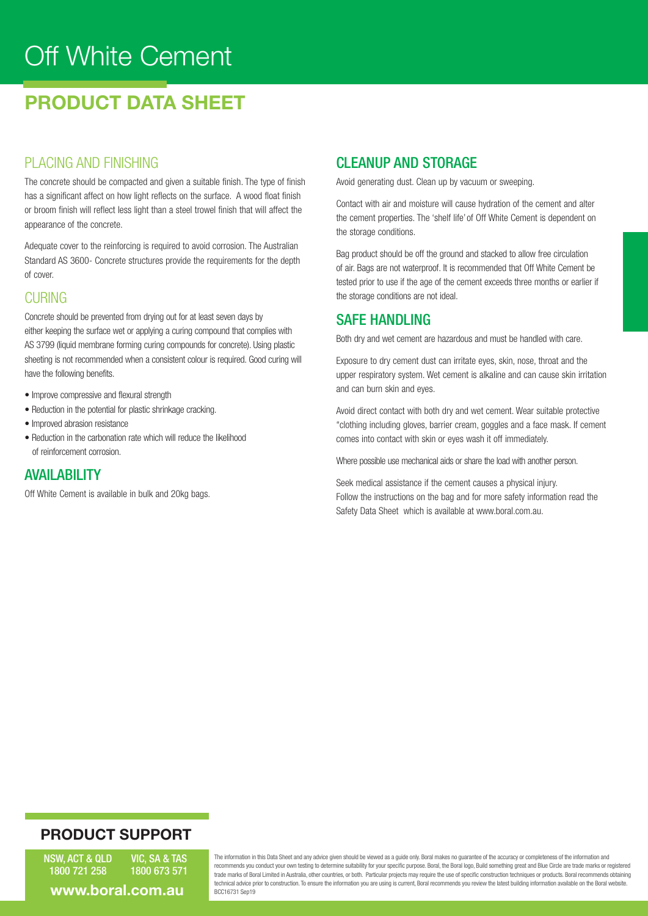# Off White Cement

## PRODUCT DATA SHEET

### PLACING AND FINISHING

The concrete should be compacted and given a suitable finish. The type of finish has a significant affect on how light reflects on the surface. A wood float finish or broom finish will reflect less light than a steel trowel finish that will affect the appearance of the concrete.

Adequate cover to the reinforcing is required to avoid corrosion. The Australian Standard AS 3600- Concrete structures provide the requirements for the depth of cover.

### CURING

Concrete should be prevented from drying out for at least seven days by either keeping the surface wet or applying a curing compound that complies with AS 3799 (liquid membrane forming curing compounds for concrete). Using plastic sheeting is not recommended when a consistent colour is required. Good curing will have the following benefits.

- Improve compressive and flexural strength
- Reduction in the potential for plastic shrinkage cracking.
- Improved abrasion resistance
- Reduction in the carbonation rate which will reduce the likelihood of reinforcement corrosion.

### AVAILABILITY

Off White Cement is available in bulk and 20kg bags.

### CLEANUP AND STORAGE

Avoid generating dust. Clean up by vacuum or sweeping.

Contact with air and moisture will cause hydration of the cement and alter the cement properties. The 'shelf life' of Off White Cement is dependent on the storage conditions.

Bag product should be off the ground and stacked to allow free circulation of air. Bags are not waterproof. It is recommended that Off White Cement be tested prior to use if the age of the cement exceeds three months or earlier if the storage conditions are not ideal.

### SAFE HANDLING

Both dry and wet cement are hazardous and must be handled with care.

Exposure to dry cement dust can irritate eyes, skin, nose, throat and the upper respiratory system. Wet cement is alkaline and can cause skin irritation and can burn skin and eyes.

Avoid direct contact with both dry and wet cement. Wear suitable protective "clothing including gloves, barrier cream, goggles and a face mask. If cement comes into contact with skin or eyes wash it off immediately.

Where possible use mechanical aids or share the load with another person.

Seek medical assistance if the cement causes a physical injury.
Follow the instructions on the bag and for more safety information read the Safety Data Sheet which is available at www.boral.com.au.

## PRODUCT SUPPORT

**NSW, ACT & QLD**
**1800 721 258**

**VIC, SA & TAS**
**1800 673 571**

**www.boral.com.au**

The information in this Data Sheet and any advice given should be viewed as a guide only. Boral makes no guarantee of the accuracy or completeness of the information and recommends you conduct your own testing to determine suitability for your specific purpose. Boral, the Boral logo, Build something great and Blue Circle are trade marks or registered trade marks of Boral Limited in Australia, other countries, or both. Particular projects may require the use of specific construction techniques or products. Boral recommends obtaining technical advice prior to construction. To ensure the information you are using is current, Boral recommends you review the latest building information available on the Boral website.
BCC16731 Sep19